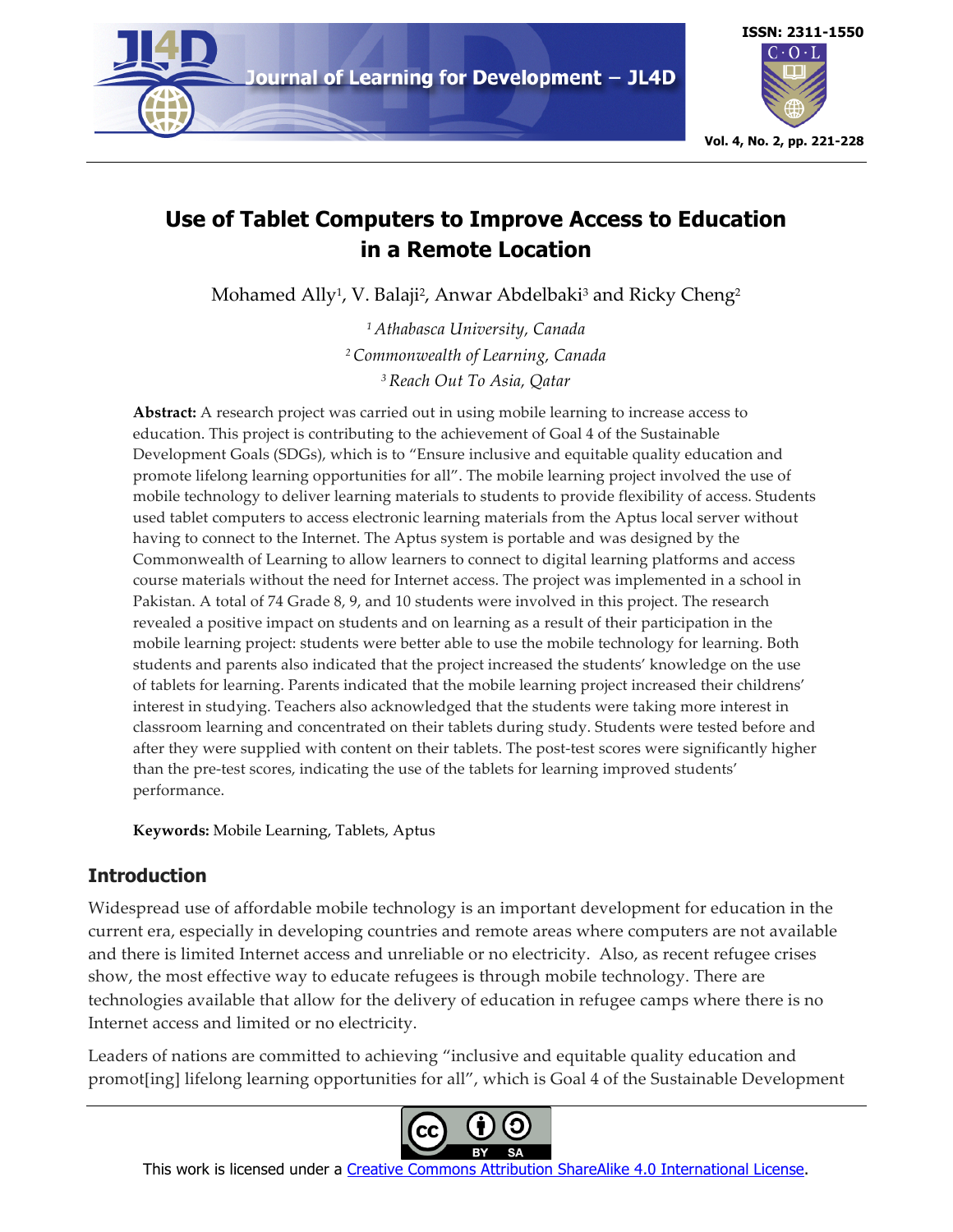# Use of Tablet Computers to Improve Access to Education in a Remote Location

Mohamed Ally[1], V. Balaji[2], Anwar Abdelbaki[3] and Ricky Cheng[2]

[1] *Athabasca University, Canada*
[2] *Commonwealth of Learning, Canada*
[3] *Reach Out To Asia, Qatar*

**Abstract:** A research project was carried out in using mobile learning to increase access to education. This project is contributing to the achievement of Goal 4 of the Sustainable Development Goals (SDGs), which is to "Ensure inclusive and equitable quality education and promote lifelong learning opportunities for all". The mobile learning project involved the use of mobile technology to deliver learning materials to students to provide flexibility of access. Students used tablet computers to access electronic learning materials from the Aptus local server without having to connect to the Internet. The Aptus system is portable and was designed by the Commonwealth of Learning to allow learners to connect to digital learning platforms and access course materials without the need for Internet access. The project was implemented in a school in Pakistan. A total of 74 Grade 8, 9, and 10 students were involved in this project. The research revealed a positive impact on students and on learning as a result of their participation in the mobile learning project: students were better able to use the mobile technology for learning. Both students and parents also indicated that the project increased the students' knowledge on the use of tablets for learning. Parents indicated that the mobile learning project increased their childrens' interest in studying. Teachers also acknowledged that the students were taking more interest in classroom learning and concentrated on their tablets during study. Students were tested before and after they were supplied with content on their tablets. The post-test scores were significantly higher than the pre-test scores, indicating the use of the tablets for learning improved students' performance.

**Keywords:** Mobile Learning, Tablets, Aptus

## Introduction

Widespread use of affordable mobile technology is an important development for education in the current era, especially in developing countries and remote areas where computers are not available and there is limited Internet access and unreliable or no electricity. Also, as recent refugee crises show, the most effective way to educate refugees is through mobile technology. There are technologies available that allow for the delivery of education in refugee camps where there is no Internet access and limited or no electricity.

Leaders of nations are committed to achieving "inclusive and equitable quality education and promot[ing] lifelong learning opportunities for all", which is Goal 4 of the Sustainable Development

This work is licensed under a Creative Commons Attribution ShareAlike 4.0 International License.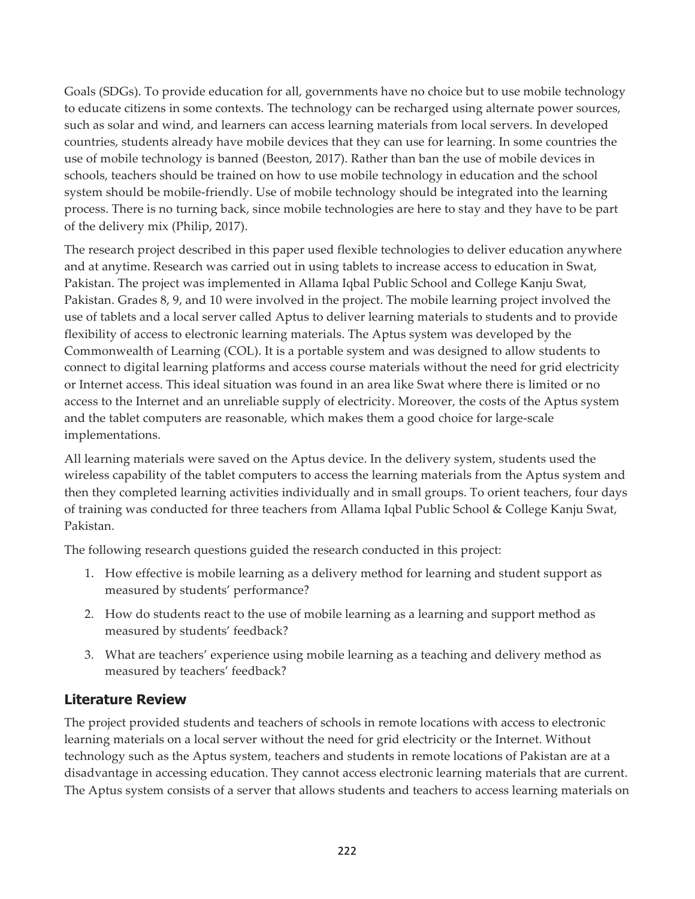Goals (SDGs). To provide education for all, governments have no choice but to use mobile technology to educate citizens in some contexts. The technology can be recharged using alternate power sources, such as solar and wind, and learners can access learning materials from local servers. In developed countries, students already have mobile devices that they can use for learning. In some countries the use of mobile technology is banned (Beeston, 2017). Rather than ban the use of mobile devices in schools, teachers should be trained on how to use mobile technology in education and the school system should be mobile-friendly. Use of mobile technology should be integrated into the learning process. There is no turning back, since mobile technologies are here to stay and they have to be part of the delivery mix (Philip, 2017).

The research project described in this paper used flexible technologies to deliver education anywhere and at anytime. Research was carried out in using tablets to increase access to education in Swat, Pakistan. The project was implemented in Allama Iqbal Public School and College Kanju Swat, Pakistan. Grades 8, 9, and 10 were involved in the project. The mobile learning project involved the use of tablets and a local server called Aptus to deliver learning materials to students and to provide flexibility of access to electronic learning materials. The Aptus system was developed by the Commonwealth of Learning (COL). It is a portable system and was designed to allow students to connect to digital learning platforms and access course materials without the need for grid electricity or Internet access. This ideal situation was found in an area like Swat where there is limited or no access to the Internet and an unreliable supply of electricity. Moreover, the costs of the Aptus system and the tablet computers are reasonable, which makes them a good choice for large-scale implementations.

All learning materials were saved on the Aptus device. In the delivery system, students used the wireless capability of the tablet computers to access the learning materials from the Aptus system and then they completed learning activities individually and in small groups. To orient teachers, four days of training was conducted for three teachers from Allama Iqbal Public School & College Kanju Swat, Pakistan.

The following research questions guided the research conducted in this project:

1. How effective is mobile learning as a delivery method for learning and student support as measured by students' performance?
2. How do students react to the use of mobile learning as a learning and support method as measured by students' feedback?
3. What are teachers' experience using mobile learning as a teaching and delivery method as measured by teachers' feedback?

## Literature Review

The project provided students and teachers of schools in remote locations with access to electronic learning materials on a local server without the need for grid electricity or the Internet. Without technology such as the Aptus system, teachers and students in remote locations of Pakistan are at a disadvantage in accessing education. They cannot access electronic learning materials that are current. The Aptus system consists of a server that allows students and teachers to access learning materials on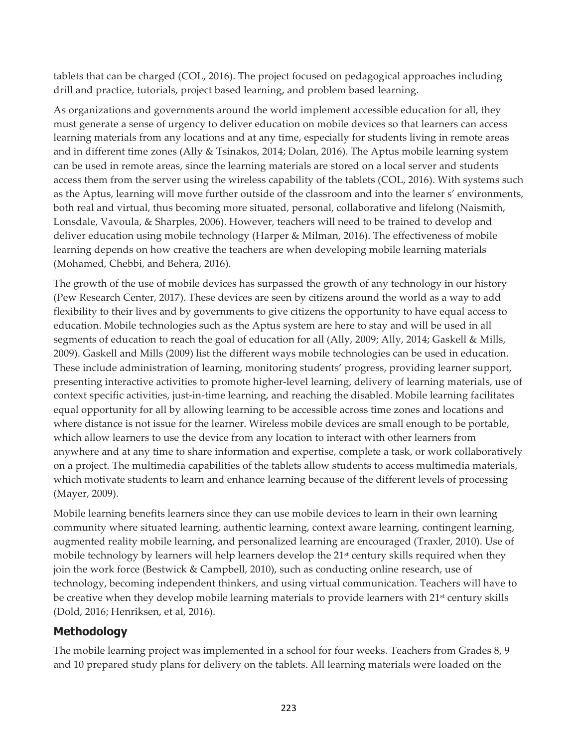tablets that can be charged (COL, 2016). The project focused on pedagogical approaches including drill and practice, tutorials, project based learning, and problem based learning.

As organizations and governments around the world implement accessible education for all, they must generate a sense of urgency to deliver education on mobile devices so that learners can access learning materials from any locations and at any time, especially for students living in remote areas and in different time zones (Ally & Tsinakos, 2014; Dolan, 2016). The Aptus mobile learning system can be used in remote areas, since the learning materials are stored on a local server and students access them from the server using the wireless capability of the tablets (COL, 2016). With systems such as the Aptus, learning will move further outside of the classroom and into the learner s' environments, both real and virtual, thus becoming more situated, personal, collaborative and lifelong (Naismith, Lonsdale, Vavoula, & Sharples, 2006). However, teachers will need to be trained to develop and deliver education using mobile technology (Harper & Milman, 2016). The effectiveness of mobile learning depends on how creative the teachers are when developing mobile learning materials (Mohamed, Chebbi, and Behera, 2016).

The growth of the use of mobile devices has surpassed the growth of any technology in our history (Pew Research Center, 2017). These devices are seen by citizens around the world as a way to add flexibility to their lives and by governments to give citizens the opportunity to have equal access to education. Mobile technologies such as the Aptus system are here to stay and will be used in all segments of education to reach the goal of education for all (Ally, 2009; Ally, 2014; Gaskell & Mills, 2009). Gaskell and Mills (2009) list the different ways mobile technologies can be used in education. These include administration of learning, monitoring students' progress, providing learner support, presenting interactive activities to promote higher-level learning, delivery of learning materials, use of context specific activities, just-in-time learning, and reaching the disabled. Mobile learning facilitates equal opportunity for all by allowing learning to be accessible across time zones and locations and where distance is not issue for the learner. Wireless mobile devices are small enough to be portable, which allow learners to use the device from any location to interact with other learners from anywhere and at any time to share information and expertise, complete a task, or work collaboratively on a project. The multimedia capabilities of the tablets allow students to access multimedia materials, which motivate students to learn and enhance learning because of the different levels of processing (Mayer, 2009).

Mobile learning benefits learners since they can use mobile devices to learn in their own learning community where situated learning, authentic learning, context aware learning, contingent learning, augmented reality mobile learning, and personalized learning are encouraged (Traxler, 2010). Use of mobile technology by learners will help learners develop the 21st century skills required when they join the work force (Bestwick & Campbell, 2010), such as conducting online research, use of technology, becoming independent thinkers, and using virtual communication. Teachers will have to be creative when they develop mobile learning materials to provide learners with 21st century skills (Dold, 2016; Henriksen, et al, 2016).

## Methodology

The mobile learning project was implemented in a school for four weeks. Teachers from Grades 8, 9 and 10 prepared study plans for delivery on the tablets. All learning materials were loaded on the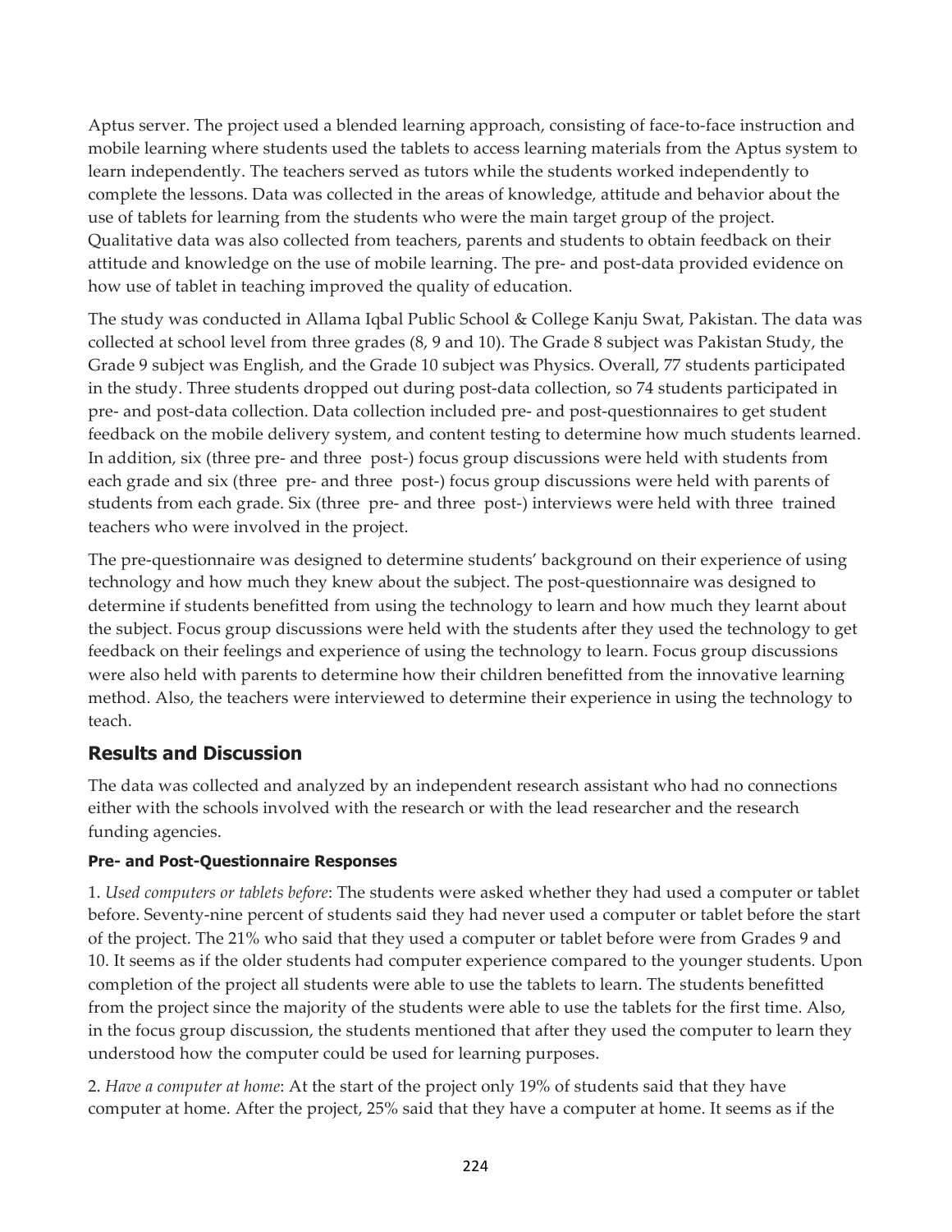Aptus server. The project used a blended learning approach, consisting of face-to-face instruction and mobile learning where students used the tablets to access learning materials from the Aptus system to learn independently. The teachers served as tutors while the students worked independently to complete the lessons. Data was collected in the areas of knowledge, attitude and behavior about the use of tablets for learning from the students who were the main target group of the project. Qualitative data was also collected from teachers, parents and students to obtain feedback on their attitude and knowledge on the use of mobile learning. The pre- and post-data provided evidence on how use of tablet in teaching improved the quality of education.

The study was conducted in Allama Iqbal Public School & College Kanju Swat, Pakistan. The data was collected at school level from three grades (8, 9 and 10). The Grade 8 subject was Pakistan Study, the Grade 9 subject was English, and the Grade 10 subject was Physics. Overall, 77 students participated in the study. Three students dropped out during post-data collection, so 74 students participated in pre- and post-data collection. Data collection included pre- and post-questionnaires to get student feedback on the mobile delivery system, and content testing to determine how much students learned. In addition, six (three pre- and three post-) focus group discussions were held with students from each grade and six (three pre- and three post-) focus group discussions were held with parents of students from each grade. Six (three pre- and three post-) interviews were held with three trained teachers who were involved in the project.

The pre-questionnaire was designed to determine students' background on their experience of using technology and how much they knew about the subject. The post-questionnaire was designed to determine if students benefitted from using the technology to learn and how much they learnt about the subject. Focus group discussions were held with the students after they used the technology to get feedback on their feelings and experience of using the technology to learn. Focus group discussions were also held with parents to determine how their children benefitted from the innovative learning method. Also, the teachers were interviewed to determine their experience in using the technology to teach.

## Results and Discussion

The data was collected and analyzed by an independent research assistant who had no connections either with the schools involved with the research or with the lead researcher and the research funding agencies.

### Pre- and Post-Questionnaire Responses

1. *Used computers or tablets before*: The students were asked whether they had used a computer or tablet before. Seventy-nine percent of students said they had never used a computer or tablet before the start of the project. The 21% who said that they used a computer or tablet before were from Grades 9 and 10. It seems as if the older students had computer experience compared to the younger students. Upon completion of the project all students were able to use the tablets to learn. The students benefitted from the project since the majority of the students were able to use the tablets for the first time. Also, in the focus group discussion, the students mentioned that after they used the computer to learn they understood how the computer could be used for learning purposes.

2. *Have a computer at home*: At the start of the project only 19% of students said that they have computer at home. After the project, 25% said that they have a computer at home. It seems as if the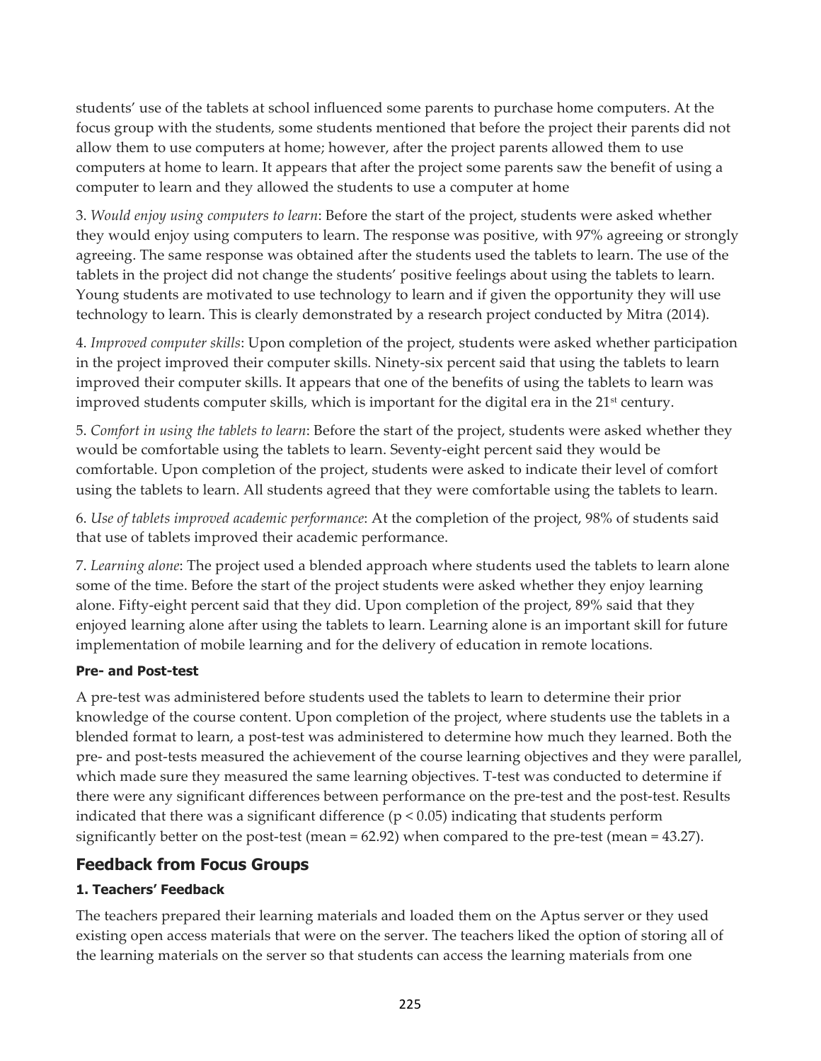students' use of the tablets at school influenced some parents to purchase home computers. At the focus group with the students, some students mentioned that before the project their parents did not allow them to use computers at home; however, after the project parents allowed them to use computers at home to learn. It appears that after the project some parents saw the benefit of using a computer to learn and they allowed the students to use a computer at home

3. *Would enjoy using computers to learn*: Before the start of the project, students were asked whether they would enjoy using computers to learn. The response was positive, with 97% agreeing or strongly agreeing. The same response was obtained after the students used the tablets to learn. The use of the tablets in the project did not change the students' positive feelings about using the tablets to learn. Young students are motivated to use technology to learn and if given the opportunity they will use technology to learn. This is clearly demonstrated by a research project conducted by Mitra (2014).

4. *Improved computer skills*: Upon completion of the project, students were asked whether participation in the project improved their computer skills. Ninety-six percent said that using the tablets to learn improved their computer skills. It appears that one of the benefits of using the tablets to learn was improved students computer skills, which is important for the digital era in the 21st century.

5. *Comfort in using the tablets to learn*: Before the start of the project, students were asked whether they would be comfortable using the tablets to learn. Seventy-eight percent said they would be comfortable. Upon completion of the project, students were asked to indicate their level of comfort using the tablets to learn. All students agreed that they were comfortable using the tablets to learn.

6. *Use of tablets improved academic performance*: At the completion of the project, 98% of students said that use of tablets improved their academic performance.

7. *Learning alone*: The project used a blended approach where students used the tablets to learn alone some of the time. Before the start of the project students were asked whether they enjoy learning alone. Fifty-eight percent said that they did. Upon completion of the project, 89% said that they enjoyed learning alone after using the tablets to learn. Learning alone is an important skill for future implementation of mobile learning and for the delivery of education in remote locations.

### Pre- and Post-test

A pre-test was administered before students used the tablets to learn to determine their prior knowledge of the course content. Upon completion of the project, where students use the tablets in a blended format to learn, a post-test was administered to determine how much they learned. Both the pre- and post-tests measured the achievement of the course learning objectives and they were parallel, which made sure they measured the same learning objectives. T-test was conducted to determine if there were any significant differences between performance on the pre-test and the post-test. Results indicated that there was a significant difference ($p < 0.05$) indicating that students perform significantly better on the post-test (mean = 62.92) when compared to the pre-test (mean = 43.27).

## Feedback from Focus Groups

### 1. Teachers' Feedback

The teachers prepared their learning materials and loaded them on the Aptus server or they used existing open access materials that were on the server. The teachers liked the option of storing all of the learning materials on the server so that students can access the learning materials from one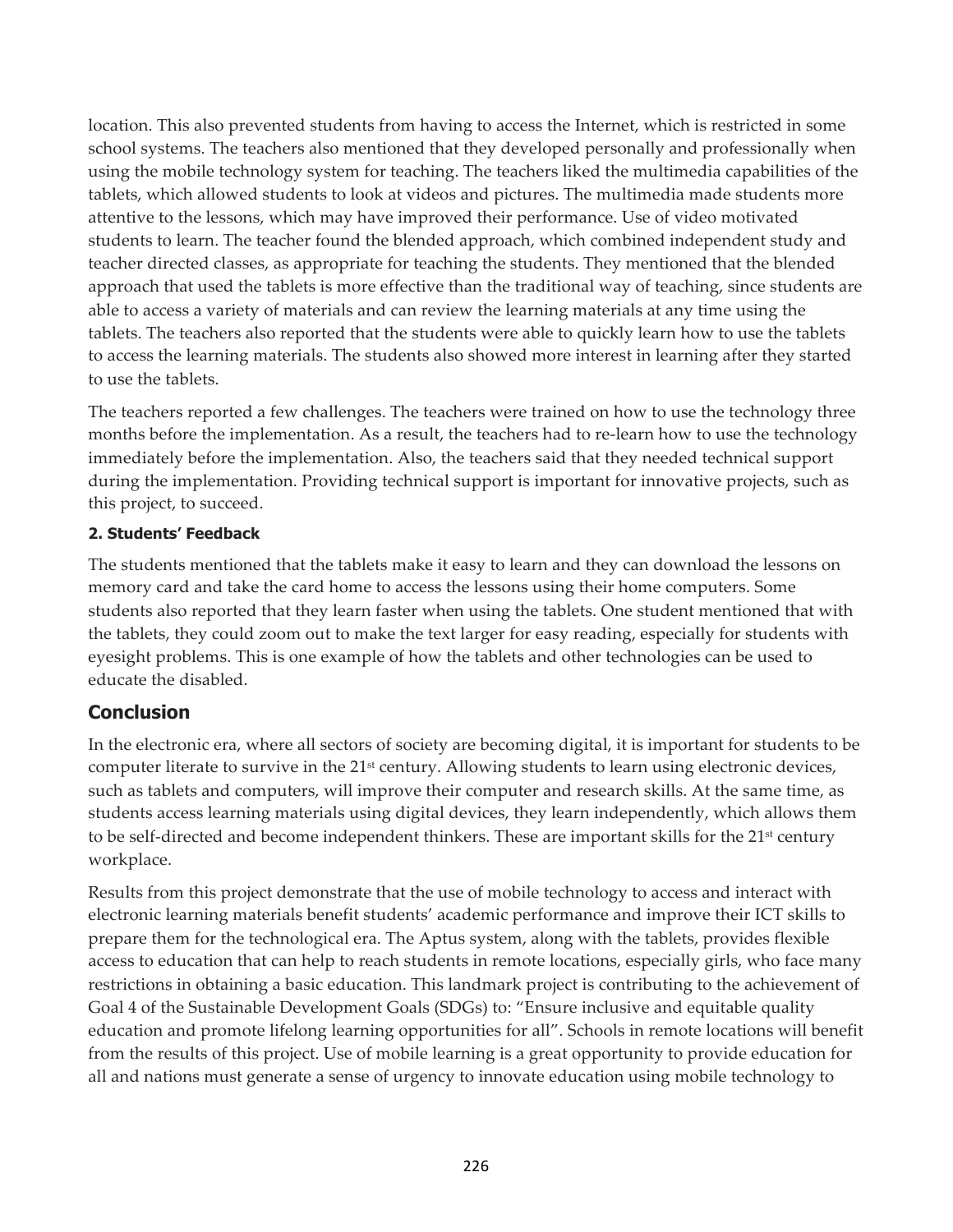location. This also prevented students from having to access the Internet, which is restricted in some school systems. The teachers also mentioned that they developed personally and professionally when using the mobile technology system for teaching. The teachers liked the multimedia capabilities of the tablets, which allowed students to look at videos and pictures. The multimedia made students more attentive to the lessons, which may have improved their performance. Use of video motivated students to learn. The teacher found the blended approach, which combined independent study and teacher directed classes, as appropriate for teaching the students. They mentioned that the blended approach that used the tablets is more effective than the traditional way of teaching, since students are able to access a variety of materials and can review the learning materials at any time using the tablets. The teachers also reported that the students were able to quickly learn how to use the tablets to access the learning materials. The students also showed more interest in learning after they started to use the tablets.

The teachers reported a few challenges. The teachers were trained on how to use the technology three months before the implementation. As a result, the teachers had to re-learn how to use the technology immediately before the implementation. Also, the teachers said that they needed technical support during the implementation. Providing technical support is important for innovative projects, such as this project, to succeed.

#### 2. Students' Feedback

The students mentioned that the tablets make it easy to learn and they can download the lessons on memory card and take the card home to access the lessons using their home computers. Some students also reported that they learn faster when using the tablets. One student mentioned that with the tablets, they could zoom out to make the text larger for easy reading, especially for students with eyesight problems. This is one example of how the tablets and other technologies can be used to educate the disabled.

## Conclusion

In the electronic era, where all sectors of society are becoming digital, it is important for students to be computer literate to survive in the 21st century. Allowing students to learn using electronic devices, such as tablets and computers, will improve their computer and research skills. At the same time, as students access learning materials using digital devices, they learn independently, which allows them to be self-directed and become independent thinkers. These are important skills for the 21st century workplace.

Results from this project demonstrate that the use of mobile technology to access and interact with electronic learning materials benefit students' academic performance and improve their ICT skills to prepare them for the technological era. The Aptus system, along with the tablets, provides flexible access to education that can help to reach students in remote locations, especially girls, who face many restrictions in obtaining a basic education. This landmark project is contributing to the achievement of Goal 4 of the Sustainable Development Goals (SDGs) to: "Ensure inclusive and equitable quality education and promote lifelong learning opportunities for all". Schools in remote locations will benefit from the results of this project. Use of mobile learning is a great opportunity to provide education for all and nations must generate a sense of urgency to innovate education using mobile technology to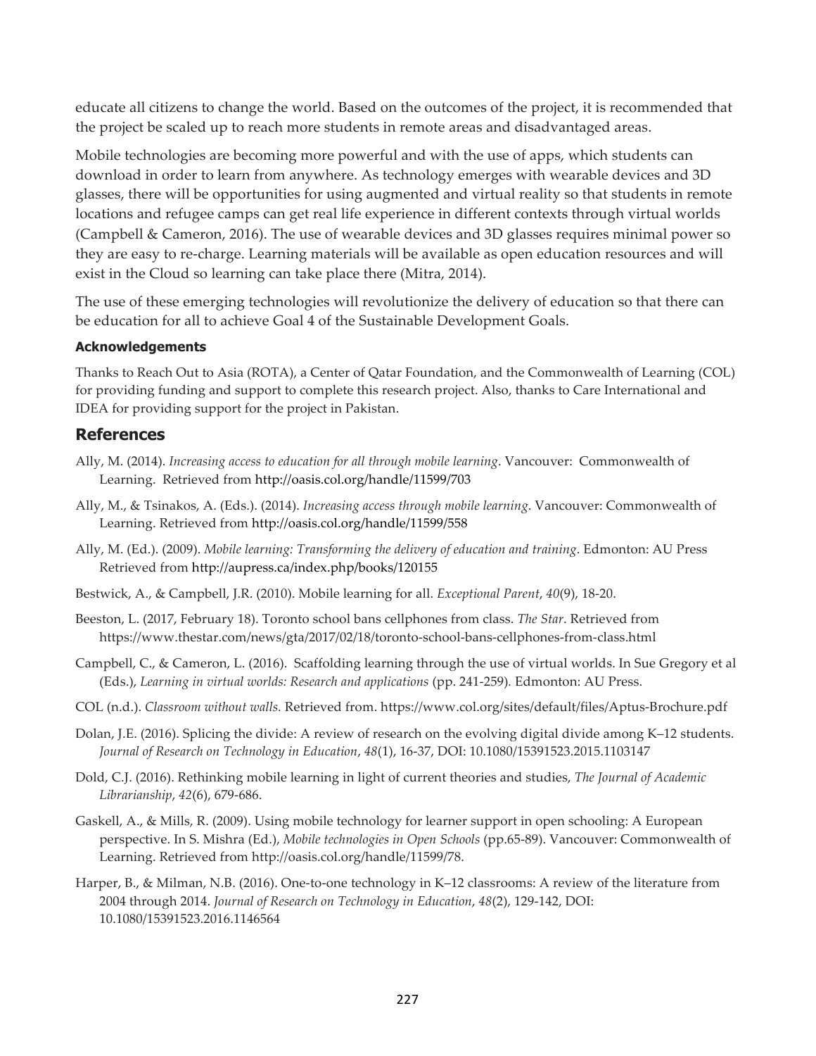educate all citizens to change the world. Based on the outcomes of the project, it is recommended that the project be scaled up to reach more students in remote areas and disadvantaged areas.

Mobile technologies are becoming more powerful and with the use of apps, which students can download in order to learn from anywhere. As technology emerges with wearable devices and 3D glasses, there will be opportunities for using augmented and virtual reality so that students in remote locations and refugee camps can get real life experience in different contexts through virtual worlds (Campbell & Cameron, 2016). The use of wearable devices and 3D glasses requires minimal power so they are easy to re-charge. Learning materials will be available as open education resources and will exist in the Cloud so learning can take place there (Mitra, 2014).

The use of these emerging technologies will revolutionize the delivery of education so that there can be education for all to achieve Goal 4 of the Sustainable Development Goals.

#### Acknowledgements

Thanks to Reach Out to Asia (ROTA), a Center of Qatar Foundation, and the Commonwealth of Learning (COL) for providing funding and support to complete this research project. Also, thanks to Care International and IDEA for providing support for the project in Pakistan.

## References

Ally, M. (2014). *Increasing access to education for all through mobile learning*. Vancouver: Commonwealth of Learning. Retrieved from http://oasis.col.org/handle/11599/703

Ally, M., & Tsinakos, A. (Eds.). (2014). *Increasing access through mobile learning*. Vancouver: Commonwealth of Learning. Retrieved from http://oasis.col.org/handle/11599/558

Ally, M. (Ed.). (2009). *Mobile learning: Transforming the delivery of education and training*. Edmonton: AU Press Retrieved from http://aupress.ca/index.php/books/120155

Bestwick, A., & Campbell, J.R. (2010). Mobile learning for all. *Exceptional Parent*, *40*(9), 18-20.

Beeston, L. (2017, February 18). Toronto school bans cellphones from class. *The Star*. Retrieved from https://www.thestar.com/news/gta/2017/02/18/toronto-school-bans-cellphones-from-class.html

Campbell, C., & Cameron, L. (2016). Scaffolding learning through the use of virtual worlds. In Sue Gregory et al (Eds.), *Learning in virtual worlds: Research and applications* (pp. 241-259). Edmonton: AU Press.

COL (n.d.). *Classroom without walls.* Retrieved from. https://www.col.org/sites/default/files/Aptus-Brochure.pdf

Dolan, J.E. (2016). Splicing the divide: A review of research on the evolving digital divide among K–12 students. *Journal of Research on Technology in Education*, *48*(1), 16-37, DOI: 10.1080/15391523.2015.1103147

Dold, C.J. (2016). Rethinking mobile learning in light of current theories and studies, *The Journal of Academic Librarianship*, *42*(6), 679-686.

Gaskell, A., & Mills, R. (2009). Using mobile technology for learner support in open schooling: A European perspective. In S. Mishra (Ed.), *Mobile technologies in Open Schools* (pp.65-89). Vancouver: Commonwealth of Learning. Retrieved from http://oasis.col.org/handle/11599/78.

Harper, B., & Milman, N.B. (2016). One-to-one technology in K–12 classrooms: A review of the literature from 2004 through 2014. *Journal of Research on Technology in Education*, *48*(2), 129-142, DOI: 10.1080/15391523.2016.1146564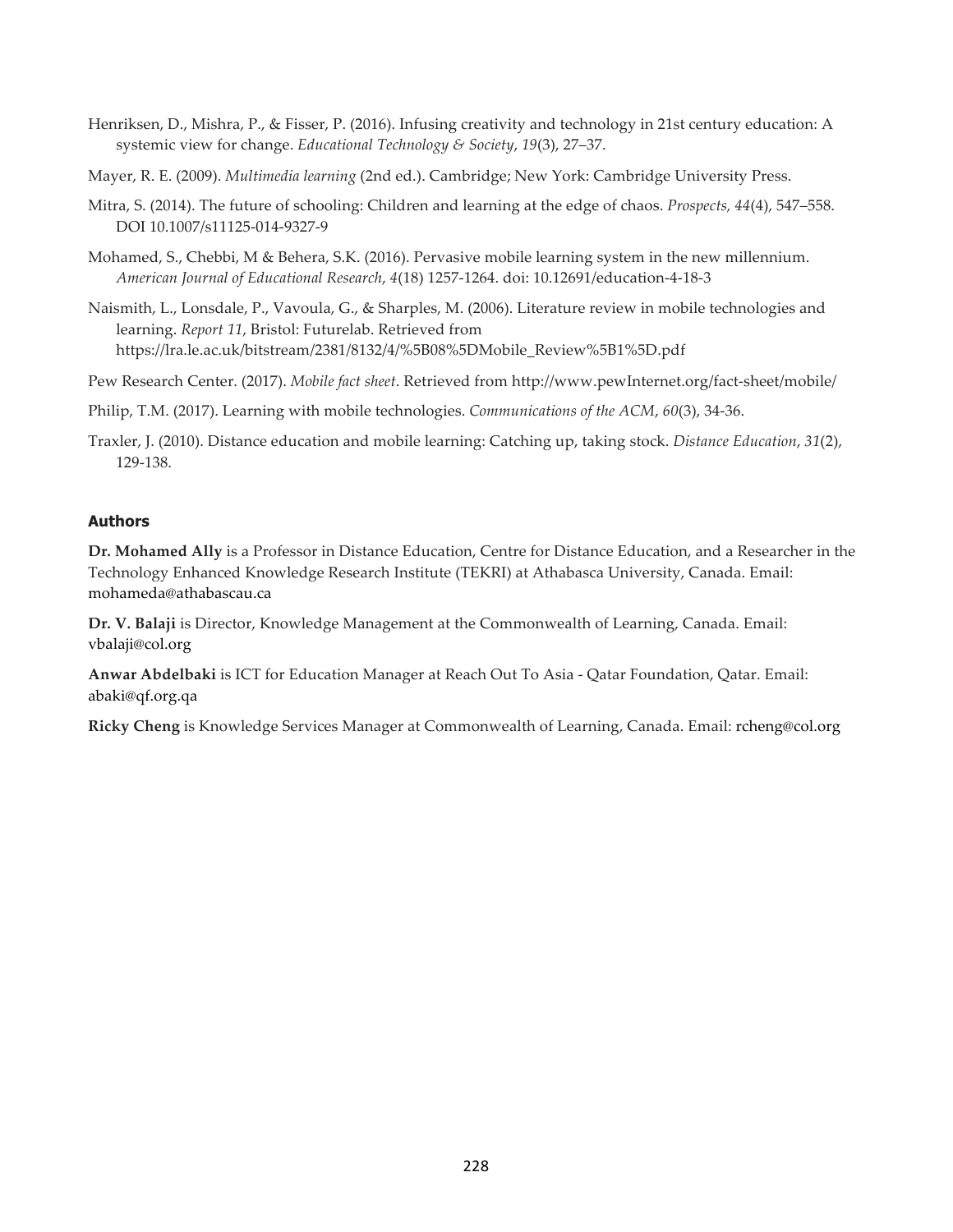Henriksen, D., Mishra, P., & Fisser, P. (2016). Infusing creativity and technology in 21st century education: A systemic view for change. *Educational Technology & Society*, *19*(3), 27–37.

Mayer, R. E. (2009). *Multimedia learning* (2nd ed.). Cambridge; New York: Cambridge University Press.

Mitra, S. (2014). The future of schooling: Children and learning at the edge of chaos. *Prospects, 44*(4), 547–558. DOI 10.1007/s11125-014-9327-9

Mohamed, S., Chebbi, M & Behera, S.K. (2016). Pervasive mobile learning system in the new millennium. *American Journal of Educational Research*, *4*(18) 1257-1264. doi: 10.12691/education-4-18-3

Naismith, L., Lonsdale, P., Vavoula, G., & Sharples, M. (2006). Literature review in mobile technologies and learning. *Report 11*, Bristol: Futurelab. Retrieved from https://lra.le.ac.uk/bitstream/2381/8132/4/%5B08%5DMobile_Review%5B1%5D.pdf

Pew Research Center. (2017). *Mobile fact sheet*. Retrieved from http://www.pewInternet.org/fact-sheet/mobile/

Philip, T.M. (2017). Learning with mobile technologies. *Communications of the ACM*, *60*(3), 34-36.

Traxler, J. (2010). Distance education and mobile learning: Catching up, taking stock. *Distance Education*, *31*(2), 129-138.

## Authors

**Dr. Mohamed Ally** is a Professor in Distance Education, Centre for Distance Education, and a Researcher in the Technology Enhanced Knowledge Research Institute (TEKRI) at Athabasca University, Canada. Email: mohameda@athabascau.ca

**Dr. V. Balaji** is Director, Knowledge Management at the Commonwealth of Learning, Canada. Email: vbalaji@col.org

**Anwar Abdelbaki** is ICT for Education Manager at Reach Out To Asia - Qatar Foundation, Qatar. Email: abaki@qf.org.qa

**Ricky Cheng** is Knowledge Services Manager at Commonwealth of Learning, Canada. Email: rcheng@col.org